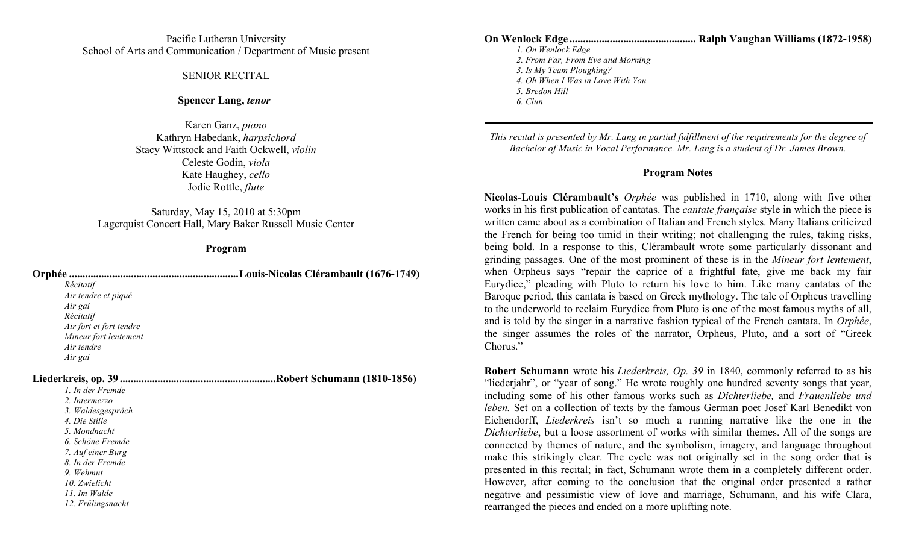Pacific Lutheran University
School of Arts and Communication / Department of Music present

SENIOR RECITAL

**Spencer Lang, *tenor***

Karen Ganz, *piano*
Kathryn Habedank, *harpsichord*
Stacy Wittstock and Faith Ockwell, *violin*
Celeste Godin, *viola*
Kate Haughey, *cello*
Jodie Rottle, *flute*

Saturday, May 15, 2010 at 5:30pm
Lagerquist Concert Hall, Mary Baker Russell Music Center

## Program

**Orphée ............................................................Louis-Nicolas Clérambault (1676-1749)**

*Récitatif*
*Air tendre et piqué*
*Air gai*
*Récitatif*
*Air fort et fort tendre*
*Mineur fort lentement*
*Air tendre*
*Air gai*

**Liederkreis, op. 39 .........................................................Robert Schumann (1810-1856)**

*1. In der Fremde*
*2. Intermezzo*
*3. Waldesgespräch*
*4. Die Stille*
*5. Mondnacht*
*6. Schöne Fremde*
*7. Auf einer Burg*
*8. In der Fremde*
*9. Wehmut*
*10. Zwielicht*
*11. Im Walde*
*12. Frülingsnacht*

**On Wenlock Edge .............................................. Ralph Vaughan Williams (1872-1958)**

*1. On Wenlock Edge*
*2. From Far, From Eve and Morning*
*3. Is My Team Ploughing?*
*4. Oh When I Was in Love With You*
*5. Bredon Hill*
*6. Clun*

---

*This recital is presented by Mr. Lang in partial fulfillment of the requirements for the degree of Bachelor of Music in Vocal Performance. Mr. Lang is a student of Dr. James Brown.*

## Program Notes

**Nicolas-Louis Clérambault's** *Orphée* was published in 1710, along with five other works in his first publication of cantatas. The *cantate française* style in which the piece is written came about as a combination of Italian and French styles. Many Italians criticized the French for being too timid in their writing; not challenging the rules, taking risks, being bold. In a response to this, Clérambault wrote some particularly dissonant and grinding passages. One of the most prominent of these is in the *Mineur fort lentement*, when Orpheus says "repair the caprice of a frightful fate, give me back my fair Eurydice," pleading with Pluto to return his love to him. Like many cantatas of the Baroque period, this cantata is based on Greek mythology. The tale of Orpheus travelling to the underworld to reclaim Eurydice from Pluto is one of the most famous myths of all, and is told by the singer in a narrative fashion typical of the French cantata. In *Orphée*, the singer assumes the roles of the narrator, Orpheus, Pluto, and a sort of "Greek Chorus."

**Robert Schumann** wrote his *Liederkreis, Op. 39* in 1840, commonly referred to as his "liederjahr", or "year of song." He wrote roughly one hundred seventy songs that year, including some of his other famous works such as *Dichterliebe,* and *Frauenliebe und leben.* Set on a collection of texts by the famous German poet Josef Karl Benedikt von Eichendorff, *Liederkreis* isn't so much a running narrative like the one in the *Dichterliebe*, but a loose assortment of works with similar themes. All of the songs are connected by themes of nature, and the symbolism, imagery, and language throughout make this strikingly clear. The cycle was not originally set in the song order that is presented in this recital; in fact, Schumann wrote them in a completely different order. However, after coming to the conclusion that the original order presented a rather negative and pessimistic view of love and marriage, Schumann, and his wife Clara, rearranged the pieces and ended on a more uplifting note.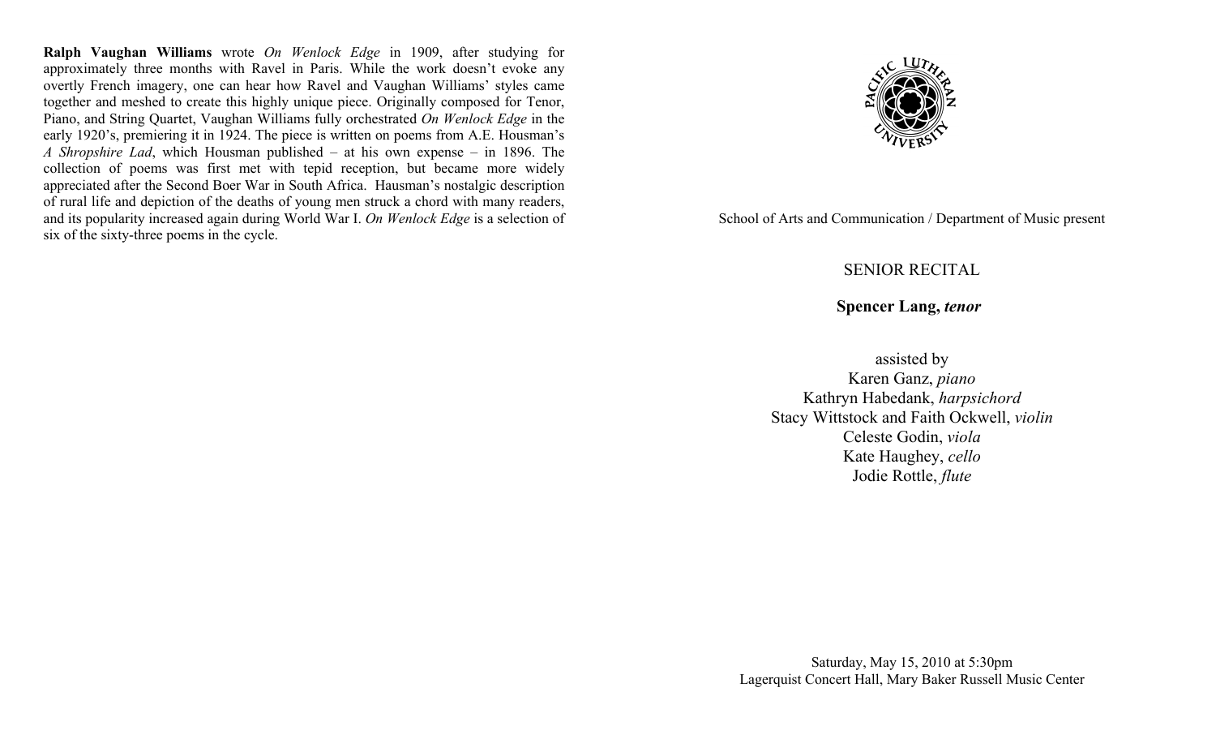**Ralph Vaughan Williams** wrote *On Wenlock Edge* in 1909, after studying for approximately three months with Ravel in Paris. While the work doesn't evoke any overtly French imagery, one can hear how Ravel and Vaughan Williams' styles came together and meshed to create this highly unique piece. Originally composed for Tenor, Piano, and String Quartet, Vaughan Williams fully orchestrated *On Wenlock Edge* in the early 1920's, premiering it in 1924. The piece is written on poems from A.E. Housman's *A Shropshire Lad*, which Housman published – at his own expense – in 1896. The collection of poems was first met with tepid reception, but became more widely appreciated after the Second Boer War in South Africa. Hausman's nostalgic description of rural life and depiction of the deaths of young men struck a chord with many readers, and its popularity increased again during World War I. *On Wenlock Edge* is a selection of six of the sixty-three poems in the cycle.

PACIFIC LUTHERAN UNIVERSITY

School of Arts and Communication / Department of Music present

SENIOR RECITAL

**Spencer Lang, *tenor***

assisted by
Karen Ganz, *piano*
Kathryn Habedank, *harpsichord*
Stacy Wittstock and Faith Ockwell, *violin*
Celeste Godin, *viola*
Kate Haughey, *cello*
Jodie Rottle, *flute*

Saturday, May 15, 2010 at 5:30pm
Lagerquist Concert Hall, Mary Baker Russell Music Center